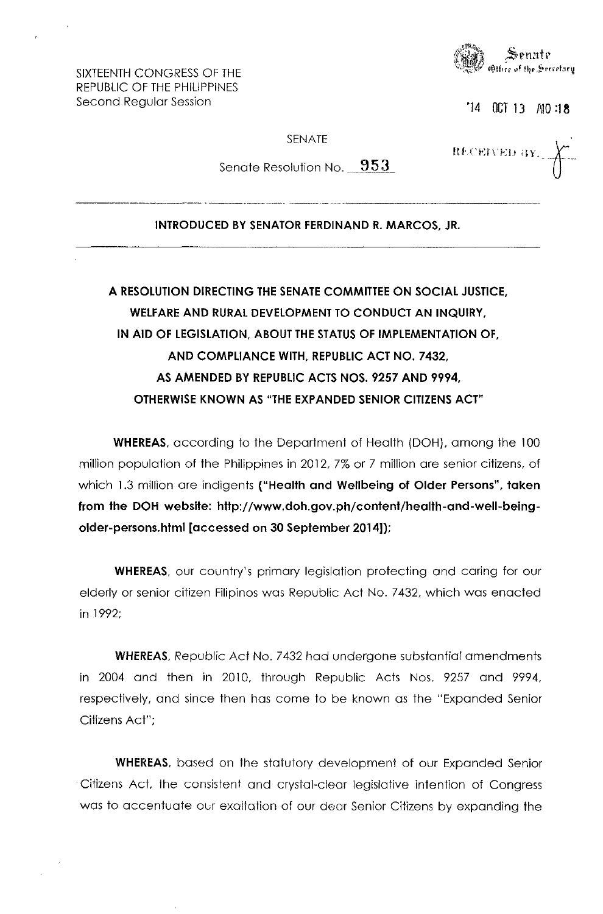SIXTEENTH CONGRESS OF THE
REPUBLIC OF THE PHILIPPINES
Second Regular Session

Senate
Office of the Secretary

'14 OCT 13 A10 :18

RECEIVED BY:

SENATE

Senate Resolution No. 953

---

**INTRODUCED BY SENATOR FERDINAND R. MARCOS, JR.**

---

**A RESOLUTION DIRECTING THE SENATE COMMITTEE ON SOCIAL JUSTICE, WELFARE AND RURAL DEVELOPMENT TO CONDUCT AN INQUIRY, IN AID OF LEGISLATION, ABOUT THE STATUS OF IMPLEMENTATION OF, AND COMPLIANCE WITH, REPUBLIC ACT NO. 7432, AS AMENDED BY REPUBLIC ACTS NOS. 9257 AND 9994, OTHERWISE KNOWN AS "THE EXPANDED SENIOR CITIZENS ACT"**

**WHEREAS,** according to the Department of Health (DOH), among the 100 million population of the Philippines in 2012, 7% or 7 million are senior citizens, of which 1.3 million are indigents **("Health and Wellbeing of Older Persons", taken from the DOH website: http://www.doh.gov.ph/content/health-and-well-being-older-persons.html [accessed on 30 September 2014]);**

**WHEREAS,** our country's primary legislation protecting and caring for our elderly or senior citizen Filipinos was Republic Act No. 7432, which was enacted in 1992;

**WHEREAS,** Republic Act No. 7432 had undergone substantial amendments in 2004 and then in 2010, through Republic Acts Nos. 9257 and 9994, respectively, and since then has come to be known as the "Expanded Senior Citizens Act";

**WHEREAS,** based on the statutory development of our Expanded Senior Citizens Act, the consistent and crystal-clear legislative intention of Congress was to accentuate our exaltation of our dear Senior Citizens by expanding the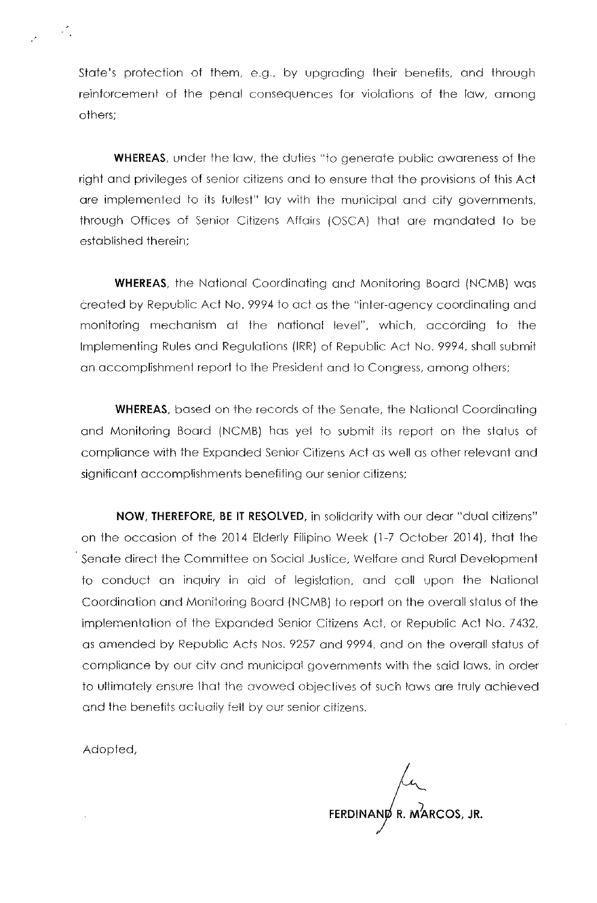State's protection of them, e.g., by upgrading their benefits, and through reinforcement of the penal consequences for violations of the law, among others;

**WHEREAS**, under the law, the duties "to generate public awareness of the right and privileges of senior citizens and to ensure that the provisions of this Act are implemented to its fullest" lay with the municipal and city governments, through Offices of Senior Citizens Affairs (OSCA) that are mandated to be established therein;

**WHEREAS**, the National Coordinating and Monitoring Board (NCMB) was created by Republic Act No. 9994 to act as the "inter-agency coordinating and monitoring mechanism at the national level", which, according to the Implementing Rules and Regulations (IRR) of Republic Act No. 9994, shall submit an accomplishment report to the President and to Congress, among others;

**WHEREAS,** based on the records of the Senate, the National Coordinating and Monitoring Board (NCMB) has yet to submit its report on the status of compliance with the Expanded Senior Citizens Act as well as other relevant and significant accomplishments benefiting our senior citizens;

**NOW, THEREFORE, BE IT RESOLVED,** in solidarity with our dear "dual citizens" on the occasion of the 2014 Elderly Filipino Week (1-7 October 2014), that the Senate direct the Committee on Social Justice, Welfare and Rural Development to conduct an inquiry in aid of legislation, and call upon the National Coordination and Monitoring Board (NCMB) to report on the overall status of the implementation of the Expanded Senior Citizens Act, or Republic Act No. 7432, as amended by Republic Acts Nos. 9257 and 9994, and on the overall status of compliance by our city and municipal governments with the said laws, in order to ultimately ensure that the avowed objectives of such laws are truly achieved and the benefits actually felt by our senior citizens.

Adopted,

**FERDINAND R. MARCOS, JR.**